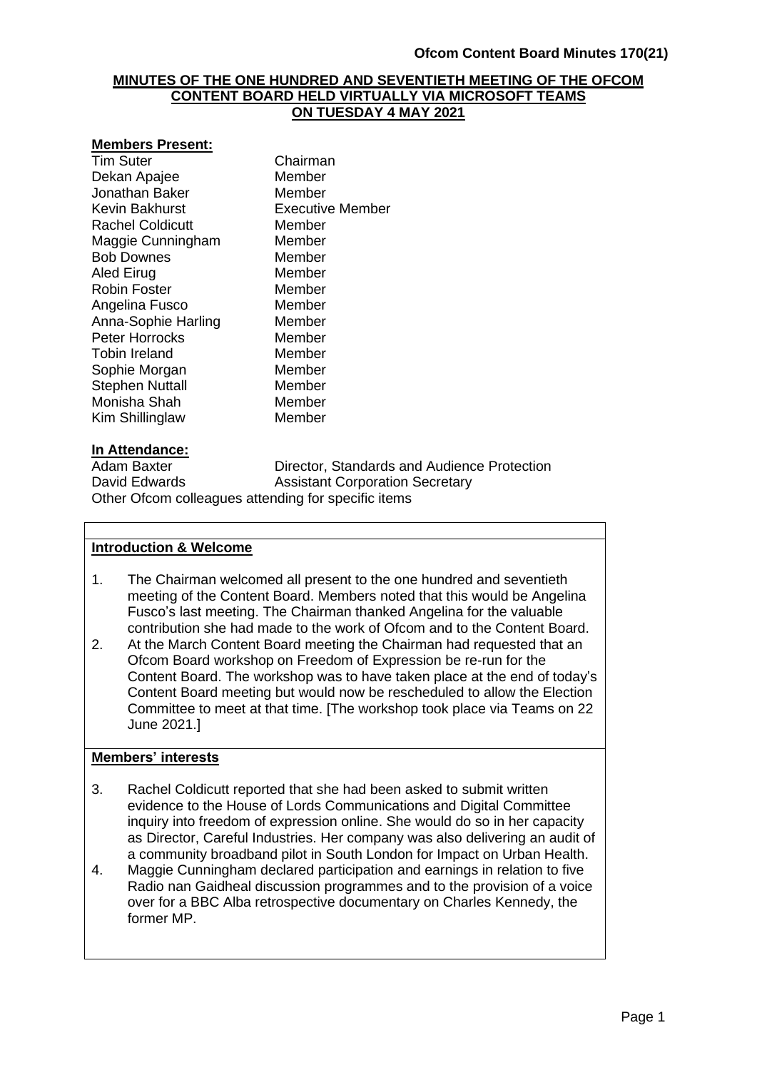**Ofcom Content Board Minutes 170(21)**

# MINUTES OF THE ONE HUNDRED AND SEVENTIETH MEETING OF THE OFCOM CONTENT BOARD HELD VIRTUALLY VIA MICROSOFT TEAMS ON TUESDAY 4 MAY 2021

**Members Present:**

| | |
|---|---|
| Tim Suter | Chairman |
| Dekan Apajee | Member |
| Jonathan Baker | Member |
| Kevin Bakhurst | Executive Member |
| Rachel Coldicutt | Member |
| Maggie Cunningham | Member |
| Bob Downes | Member |
| Aled Eirug | Member |
| Robin Foster | Member |
| Angelina Fusco | Member |
| Anna-Sophie Harling | Member |
| Peter Horrocks | Member |
| Tobin Ireland | Member |
| Sophie Morgan | Member |
| Stephen Nuttall | Member |
| Monisha Shah | Member |
| Kim Shillinglaw | Member |

**In Attendance:**

| | |
|---|---|
| Adam Baxter | Director, Standards and Audience Protection |
| David Edwards | Assistant Corporation Secretary |

Other Ofcom colleagues attending for specific items

**Introduction & Welcome**

1. The Chairman welcomed all present to the one hundred and seventieth meeting of the Content Board. Members noted that this would be Angelina Fusco's last meeting. The Chairman thanked Angelina for the valuable contribution she had made to the work of Ofcom and to the Content Board.
2. At the March Content Board meeting the Chairman had requested that an Ofcom Board workshop on Freedom of Expression be re-run for the Content Board. The workshop was to have taken place at the end of today's Content Board meeting but would now be rescheduled to allow the Election Committee to meet at that time. [The workshop took place via Teams on 22 June 2021.]

**Members' interests**

3. Rachel Coldicutt reported that she had been asked to submit written evidence to the House of Lords Communications and Digital Committee inquiry into freedom of expression online. She would do so in her capacity as Director, Careful Industries. Her company was also delivering an audit of a community broadband pilot in South London for Impact on Urban Health.
4. Maggie Cunningham declared participation and earnings in relation to five Radio nan Gaidheal discussion programmes and to the provision of a voice over for a BBC Alba retrospective documentary on Charles Kennedy, the former MP.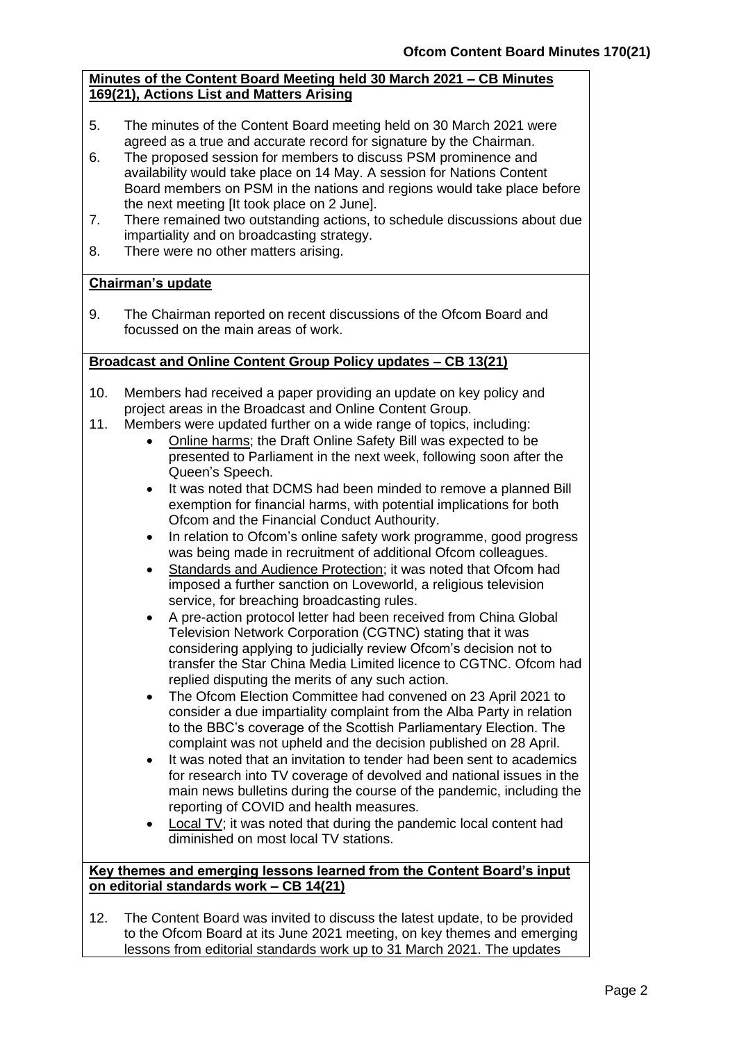**Minutes of the Content Board Meeting held 30 March 2021 – CB Minutes 169(21), Actions List and Matters Arising**

5. The minutes of the Content Board meeting held on 30 March 2021 were agreed as a true and accurate record for signature by the Chairman.
6. The proposed session for members to discuss PSM prominence and availability would take place on 14 May. A session for Nations Content Board members on PSM in the nations and regions would take place before the next meeting [It took place on 2 June].
7. There remained two outstanding actions, to schedule discussions about due impartiality and on broadcasting strategy.
8. There were no other matters arising.

**Chairman's update**

9. The Chairman reported on recent discussions of the Ofcom Board and focussed on the main areas of work.

**Broadcast and Online Content Group Policy updates – CB 13(21)**

10. Members had received a paper providing an update on key policy and project areas in the Broadcast and Online Content Group.
11. Members were updated further on a wide range of topics, including:
    - Online harms; the Draft Online Safety Bill was expected to be presented to Parliament in the next week, following soon after the Queen's Speech.
    - It was noted that DCMS had been minded to remove a planned Bill exemption for financial harms, with potential implications for both Ofcom and the Financial Conduct Authourity.
    - In relation to Ofcom's online safety work programme, good progress was being made in recruitment of additional Ofcom colleagues.
    - Standards and Audience Protection; it was noted that Ofcom had imposed a further sanction on Loveworld, a religious television service, for breaching broadcasting rules.
    - A pre-action protocol letter had been received from China Global Television Network Corporation (CGTNC) stating that it was considering applying to judicially review Ofcom's decision not to transfer the Star China Media Limited licence to CGTNC. Ofcom had replied disputing the merits of any such action.
    - The Ofcom Election Committee had convened on 23 April 2021 to consider a due impartiality complaint from the Alba Party in relation to the BBC's coverage of the Scottish Parliamentary Election. The complaint was not upheld and the decision published on 28 April.
    - It was noted that an invitation to tender had been sent to academics for research into TV coverage of devolved and national issues in the main news bulletins during the course of the pandemic, including the reporting of COVID and health measures.
    - Local TV; it was noted that during the pandemic local content had diminished on most local TV stations.

**Key themes and emerging lessons learned from the Content Board's input on editorial standards work – CB 14(21)**

12. The Content Board was invited to discuss the latest update, to be provided to the Ofcom Board at its June 2021 meeting, on key themes and emerging lessons from editorial standards work up to 31 March 2021. The updates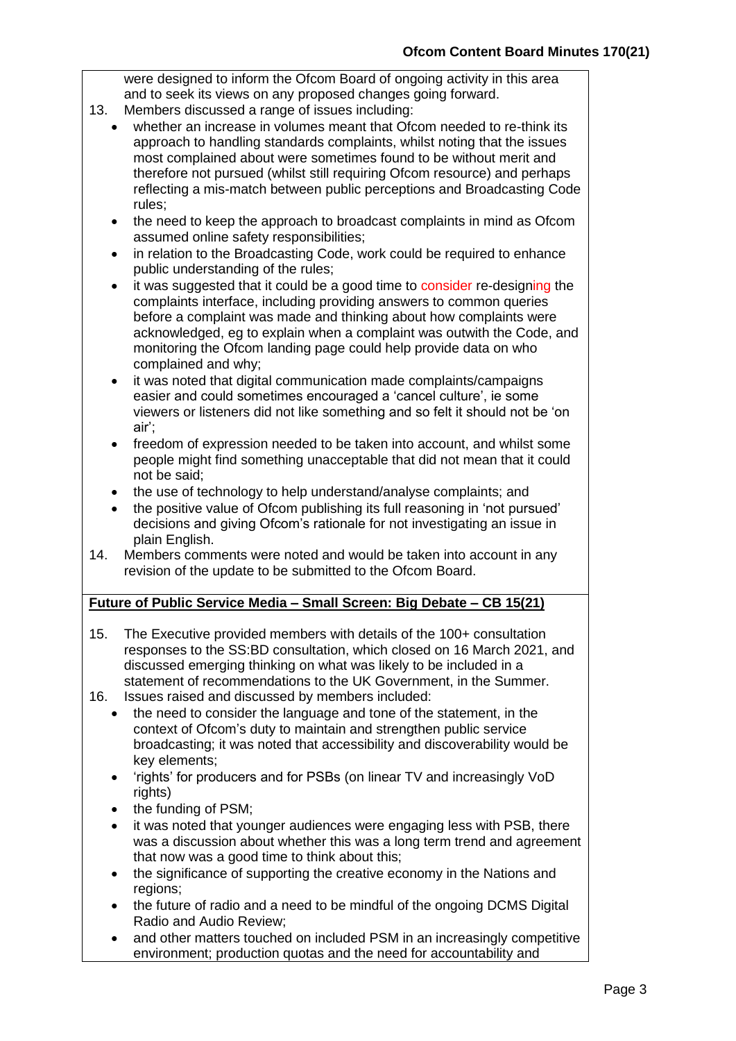were designed to inform the Ofcom Board of ongoing activity in this area and to seek its views on any proposed changes going forward.

13. Members discussed a range of issues including:
    - whether an increase in volumes meant that Ofcom needed to re-think its approach to handling standards complaints, whilst noting that the issues most complained about were sometimes found to be without merit and therefore not pursued (whilst still requiring Ofcom resource) and perhaps reflecting a mis-match between public perceptions and Broadcasting Code rules;
    - the need to keep the approach to broadcast complaints in mind as Ofcom assumed online safety responsibilities;
    - in relation to the Broadcasting Code, work could be required to enhance public understanding of the rules;
    - it was suggested that it could be a good time to consider re-designing the complaints interface, including providing answers to common queries before a complaint was made and thinking about how complaints were acknowledged, eg to explain when a complaint was outwith the Code, and monitoring the Ofcom landing page could help provide data on who complained and why;
    - it was noted that digital communication made complaints/campaigns easier and could sometimes encouraged a 'cancel culture', ie some viewers or listeners did not like something and so felt it should not be 'on air';
    - freedom of expression needed to be taken into account, and whilst some people might find something unacceptable that did not mean that it could not be said;
    - the use of technology to help understand/analyse complaints; and
    - the positive value of Ofcom publishing its full reasoning in 'not pursued' decisions and giving Ofcom's rationale for not investigating an issue in plain English.

14. Members comments were noted and would be taken into account in any revision of the update to be submitted to the Ofcom Board.

**Future of Public Service Media – Small Screen: Big Debate – CB 15(21)**

15. The Executive provided members with details of the 100+ consultation responses to the SS:BD consultation, which closed on 16 March 2021, and discussed emerging thinking on what was likely to be included in a statement of recommendations to the UK Government, in the Summer.

16. Issues raised and discussed by members included:
    - the need to consider the language and tone of the statement, in the context of Ofcom's duty to maintain and strengthen public service broadcasting; it was noted that accessibility and discoverability would be key elements;
    - 'rights' for producers and for PSBs (on linear TV and increasingly VoD rights)
    - the funding of PSM;
    - it was noted that younger audiences were engaging less with PSB, there was a discussion about whether this was a long term trend and agreement that now was a good time to think about this;
    - the significance of supporting the creative economy in the Nations and regions;
    - the future of radio and a need to be mindful of the ongoing DCMS Digital Radio and Audio Review;
    - and other matters touched on included PSM in an increasingly competitive environment; production quotas and the need for accountability and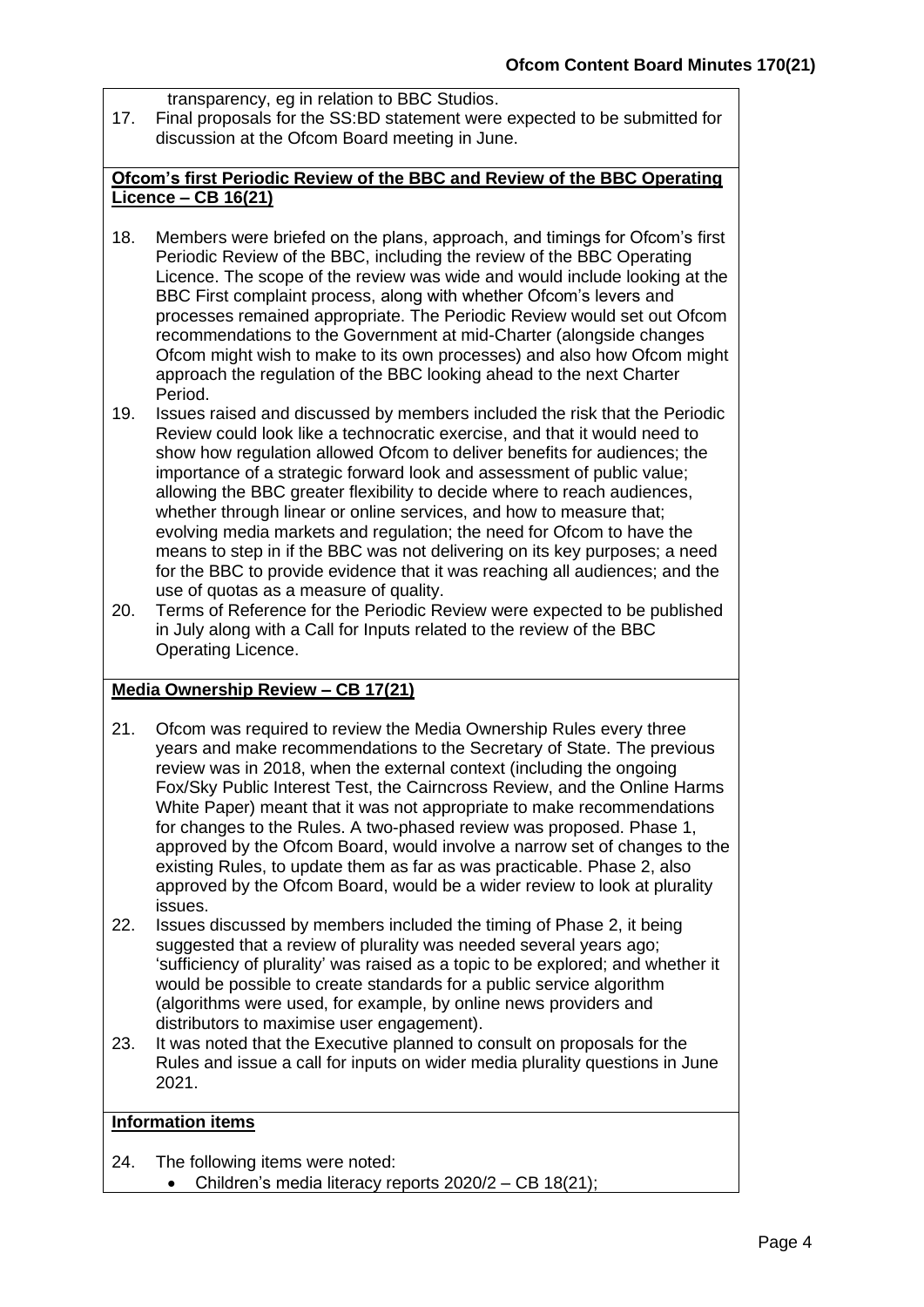transparency, eg in relation to BBC Studios.

17. Final proposals for the SS:BD statement were expected to be submitted for discussion at the Ofcom Board meeting in June.

**Ofcom's first Periodic Review of the BBC and Review of the BBC Operating Licence – CB 16(21)**

18. Members were briefed on the plans, approach, and timings for Ofcom's first Periodic Review of the BBC, including the review of the BBC Operating Licence. The scope of the review was wide and would include looking at the BBC First complaint process, along with whether Ofcom's levers and processes remained appropriate. The Periodic Review would set out Ofcom recommendations to the Government at mid-Charter (alongside changes Ofcom might wish to make to its own processes) and also how Ofcom might approach the regulation of the BBC looking ahead to the next Charter Period.
19. Issues raised and discussed by members included the risk that the Periodic Review could look like a technocratic exercise, and that it would need to show how regulation allowed Ofcom to deliver benefits for audiences; the importance of a strategic forward look and assessment of public value; allowing the BBC greater flexibility to decide where to reach audiences, whether through linear or online services, and how to measure that; evolving media markets and regulation; the need for Ofcom to have the means to step in if the BBC was not delivering on its key purposes; a need for the BBC to provide evidence that it was reaching all audiences; and the use of quotas as a measure of quality.
20. Terms of Reference for the Periodic Review were expected to be published in July along with a Call for Inputs related to the review of the BBC Operating Licence.

**Media Ownership Review – CB 17(21)**

21. Ofcom was required to review the Media Ownership Rules every three years and make recommendations to the Secretary of State. The previous review was in 2018, when the external context (including the ongoing Fox/Sky Public Interest Test, the Cairncross Review, and the Online Harms White Paper) meant that it was not appropriate to make recommendations for changes to the Rules. A two-phased review was proposed. Phase 1, approved by the Ofcom Board, would involve a narrow set of changes to the existing Rules, to update them as far as was practicable. Phase 2, also approved by the Ofcom Board, would be a wider review to look at plurality issues.
22. Issues discussed by members included the timing of Phase 2, it being suggested that a review of plurality was needed several years ago; 'sufficiency of plurality' was raised as a topic to be explored; and whether it would be possible to create standards for a public service algorithm (algorithms were used, for example, by online news providers and distributors to maximise user engagement).
23. It was noted that the Executive planned to consult on proposals for the Rules and issue a call for inputs on wider media plurality questions in June 2021.

**Information items**

24. The following items were noted:
    - Children's media literacy reports 2020/2 – CB 18(21);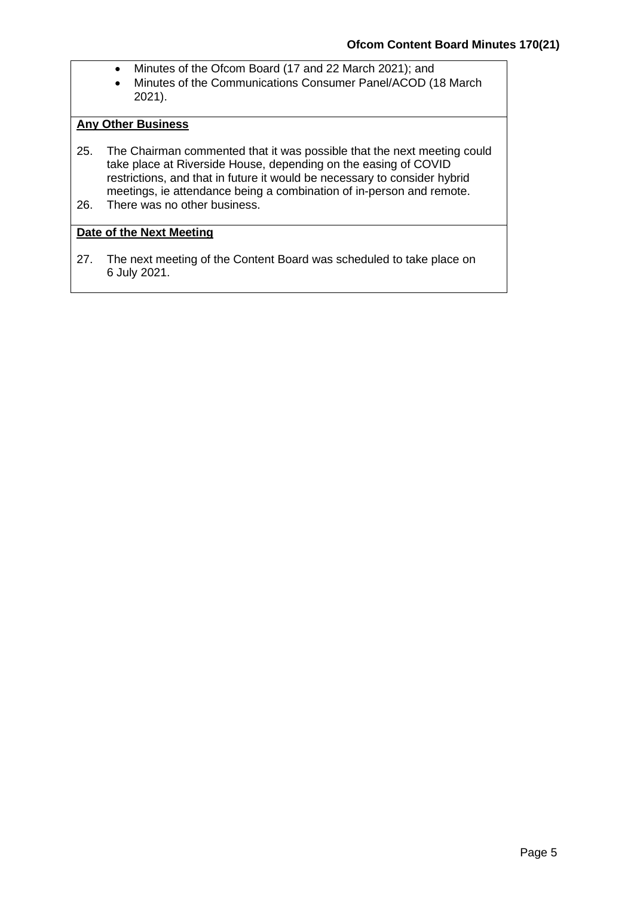- Minutes of the Ofcom Board (17 and 22 March 2021); and
- Minutes of the Communications Consumer Panel/ACOD (18 March 2021).

**Any Other Business**

25. The Chairman commented that it was possible that the next meeting could take place at Riverside House, depending on the easing of COVID restrictions, and that in future it would be necessary to consider hybrid meetings, ie attendance being a combination of in-person and remote.
26. There was no other business.

**Date of the Next Meeting**

27. The next meeting of the Content Board was scheduled to take place on 6 July 2021.